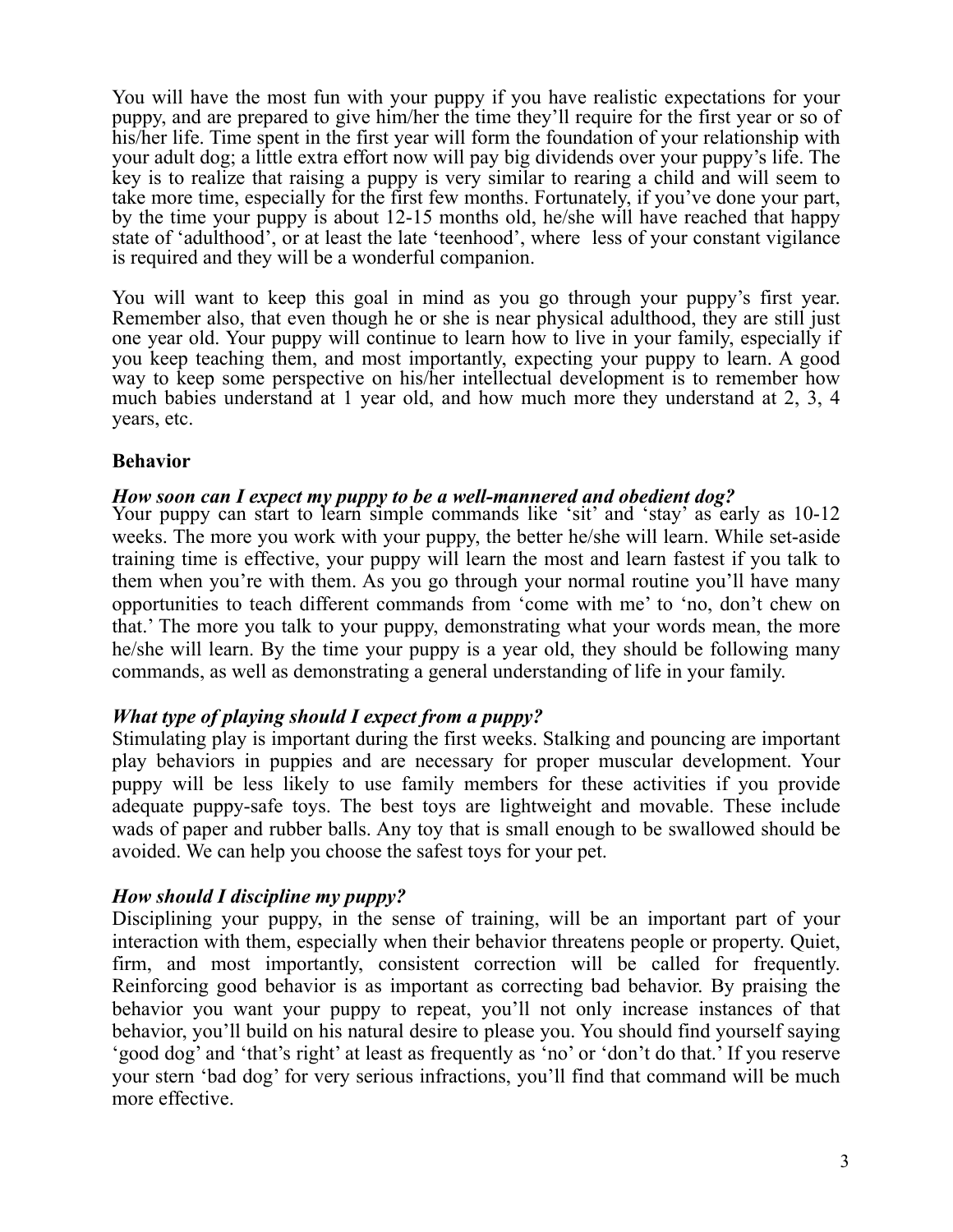You will have the most fun with your puppy if you have realistic expectations for your puppy, and are prepared to give him/her the time they'll require for the first year or so of his/her life. Time spent in the first year will form the foundation of your relationship with your adult dog; a little extra effort now will pay big dividends over your puppy's life. The key is to realize that raising a puppy is very similar to rearing a child and will seem to take more time, especially for the first few months. Fortunately, if you've done your part, by the time your puppy is about 12-15 months old, he/she will have reached that happy state of 'adulthood', or at least the late 'teenhood', where less of your constant vigilance is required and they will be a wonderful companion.

You will want to keep this goal in mind as you go through your puppy's first year. Remember also, that even though he or she is near physical adulthood, they are still just one year old. Your puppy will continue to learn how to live in your family, especially if you keep teaching them, and most importantly, expecting your puppy to learn. A good way to keep some perspective on his/her intellectual development is to remember how much babies understand at 1 year old, and how much more they understand at 2, 3, 4 years, etc.

**Behavior**

***How soon can I expect my puppy to be a well-mannered and obedient dog?***
Your puppy can start to learn simple commands like 'sit' and 'stay' as early as 10-12 weeks. The more you work with your puppy, the better he/she will learn. While set-aside training time is effective, your puppy will learn the most and learn fastest if you talk to them when you're with them. As you go through your normal routine you'll have many opportunities to teach different commands from 'come with me' to 'no, don't chew on that.' The more you talk to your puppy, demonstrating what your words mean, the more he/she will learn. By the time your puppy is a year old, they should be following many commands, as well as demonstrating a general understanding of life in your family.

***What type of playing should I expect from a puppy?***
Stimulating play is important during the first weeks. Stalking and pouncing are important play behaviors in puppies and are necessary for proper muscular development. Your puppy will be less likely to use family members for these activities if you provide adequate puppy-safe toys. The best toys are lightweight and movable. These include wads of paper and rubber balls. Any toy that is small enough to be swallowed should be avoided. We can help you choose the safest toys for your pet.

***How should I discipline my puppy?***
Disciplining your puppy, in the sense of training, will be an important part of your interaction with them, especially when their behavior threatens people or property. Quiet, firm, and most importantly, consistent correction will be called for frequently. Reinforcing good behavior is as important as correcting bad behavior. By praising the behavior you want your puppy to repeat, you'll not only increase instances of that behavior, you'll build on his natural desire to please you. You should find yourself saying 'good dog' and 'that's right' at least as frequently as 'no' or 'don't do that.' If you reserve your stern 'bad dog' for very serious infractions, you'll find that command will be much more effective.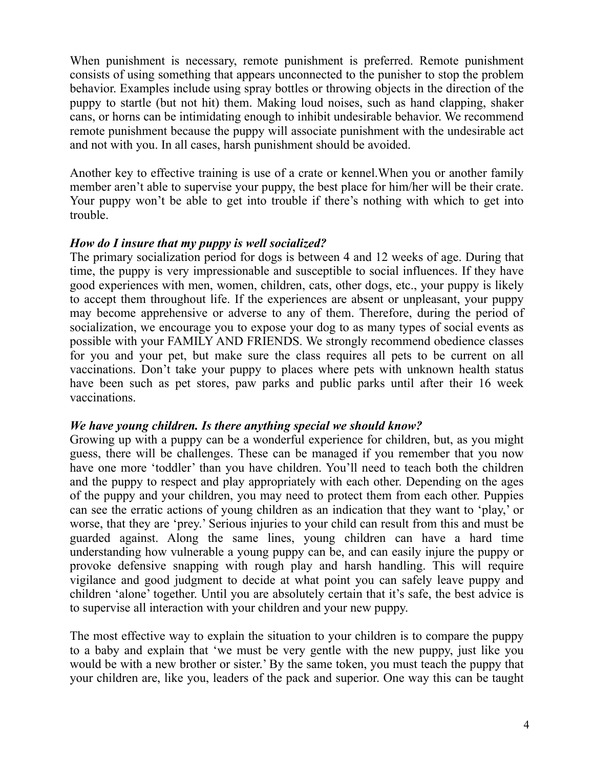When punishment is necessary, remote punishment is preferred. Remote punishment consists of using something that appears unconnected to the punisher to stop the problem behavior. Examples include using spray bottles or throwing objects in the direction of the puppy to startle (but not hit) them. Making loud noises, such as hand clapping, shaker cans, or horns can be intimidating enough to inhibit undesirable behavior. We recommend remote punishment because the puppy will associate punishment with the undesirable act and not with you. In all cases, harsh punishment should be avoided.

Another key to effective training is use of a crate or kennel.When you or another family member aren't able to supervise your puppy, the best place for him/her will be their crate. Your puppy won't be able to get into trouble if there's nothing with which to get into trouble.

***How do I insure that my puppy is well socialized?***

The primary socialization period for dogs is between 4 and 12 weeks of age. During that time, the puppy is very impressionable and susceptible to social influences. If they have good experiences with men, women, children, cats, other dogs, etc., your puppy is likely to accept them throughout life. If the experiences are absent or unpleasant, your puppy may become apprehensive or adverse to any of them. Therefore, during the period of socialization, we encourage you to expose your dog to as many types of social events as possible with your FAMILY AND FRIENDS. We strongly recommend obedience classes for you and your pet, but make sure the class requires all pets to be current on all vaccinations. Don't take your puppy to places where pets with unknown health status have been such as pet stores, paw parks and public parks until after their 16 week vaccinations.

***We have young children. Is there anything special we should know?***

Growing up with a puppy can be a wonderful experience for children, but, as you might guess, there will be challenges. These can be managed if you remember that you now have one more 'toddler' than you have children. You'll need to teach both the children and the puppy to respect and play appropriately with each other. Depending on the ages of the puppy and your children, you may need to protect them from each other. Puppies can see the erratic actions of young children as an indication that they want to 'play,' or worse, that they are 'prey.' Serious injuries to your child can result from this and must be guarded against. Along the same lines, young children can have a hard time understanding how vulnerable a young puppy can be, and can easily injure the puppy or provoke defensive snapping with rough play and harsh handling. This will require vigilance and good judgment to decide at what point you can safely leave puppy and children 'alone' together. Until you are absolutely certain that it's safe, the best advice is to supervise all interaction with your children and your new puppy.

The most effective way to explain the situation to your children is to compare the puppy to a baby and explain that 'we must be very gentle with the new puppy, just like you would be with a new brother or sister.' By the same token, you must teach the puppy that your children are, like you, leaders of the pack and superior. One way this can be taught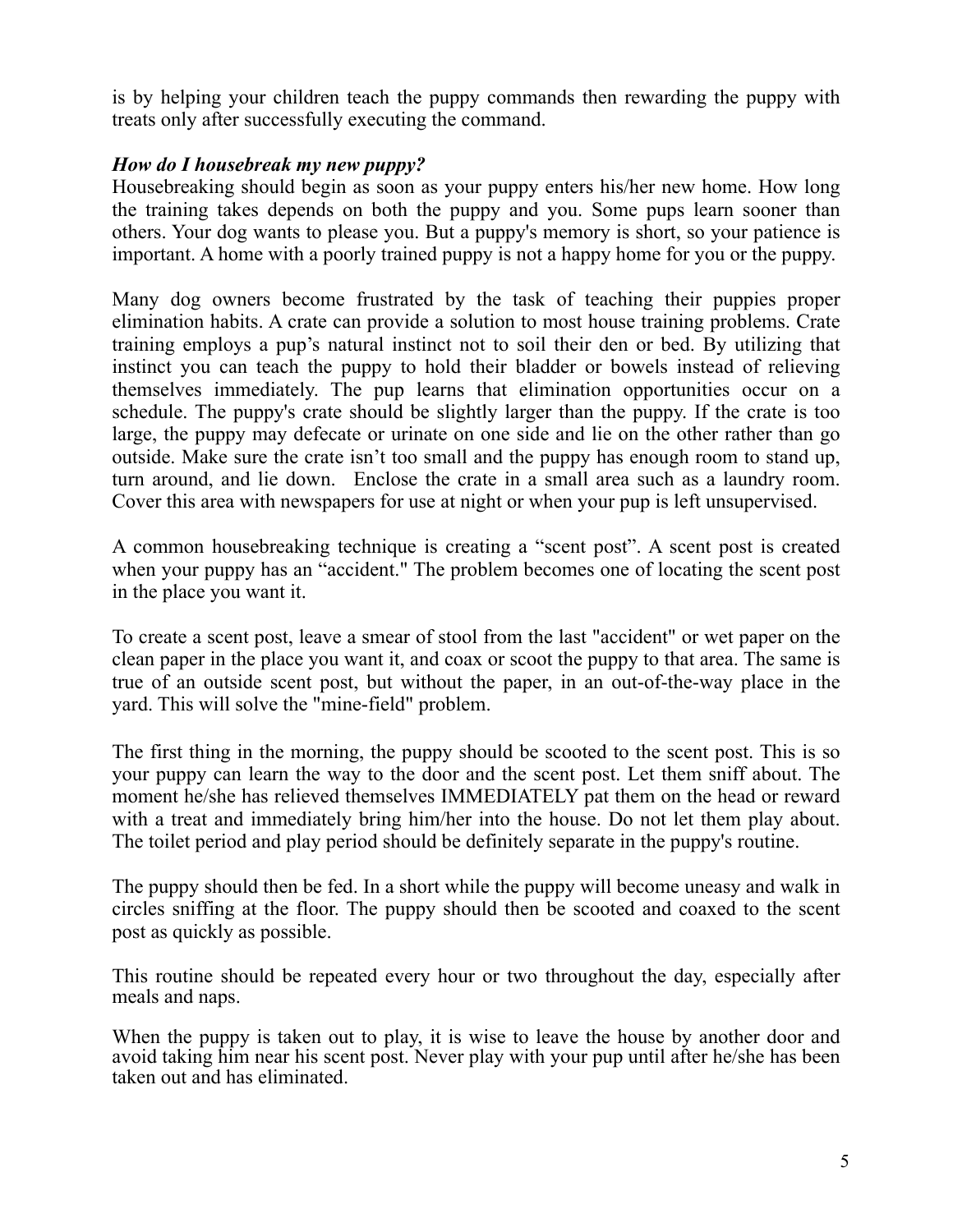is by helping your children teach the puppy commands then rewarding the puppy with treats only after successfully executing the command.

***How do I housebreak my new puppy?***

Housebreaking should begin as soon as your puppy enters his/her new home. How long the training takes depends on both the puppy and you. Some pups learn sooner than others. Your dog wants to please you. But a puppy's memory is short, so your patience is important. A home with a poorly trained puppy is not a happy home for you or the puppy.

Many dog owners become frustrated by the task of teaching their puppies proper elimination habits. A crate can provide a solution to most house training problems. Crate training employs a pup's natural instinct not to soil their den or bed. By utilizing that instinct you can teach the puppy to hold their bladder or bowels instead of relieving themselves immediately. The pup learns that elimination opportunities occur on a schedule. The puppy's crate should be slightly larger than the puppy. If the crate is too large, the puppy may defecate or urinate on one side and lie on the other rather than go outside. Make sure the crate isn't too small and the puppy has enough room to stand up, turn around, and lie down. Enclose the crate in a small area such as a laundry room. Cover this area with newspapers for use at night or when your pup is left unsupervised.

A common housebreaking technique is creating a "scent post". A scent post is created when your puppy has an "accident." The problem becomes one of locating the scent post in the place you want it.

To create a scent post, leave a smear of stool from the last "accident" or wet paper on the clean paper in the place you want it, and coax or scoot the puppy to that area. The same is true of an outside scent post, but without the paper, in an out-of-the-way place in the yard. This will solve the "mine-field" problem.

The first thing in the morning, the puppy should be scooted to the scent post. This is so your puppy can learn the way to the door and the scent post. Let them sniff about. The moment he/she has relieved themselves IMMEDIATELY pat them on the head or reward with a treat and immediately bring him/her into the house. Do not let them play about. The toilet period and play period should be definitely separate in the puppy's routine.

The puppy should then be fed. In a short while the puppy will become uneasy and walk in circles sniffing at the floor. The puppy should then be scooted and coaxed to the scent post as quickly as possible.

This routine should be repeated every hour or two throughout the day, especially after meals and naps.

When the puppy is taken out to play, it is wise to leave the house by another door and avoid taking him near his scent post. Never play with your pup until after he/she has been taken out and has eliminated.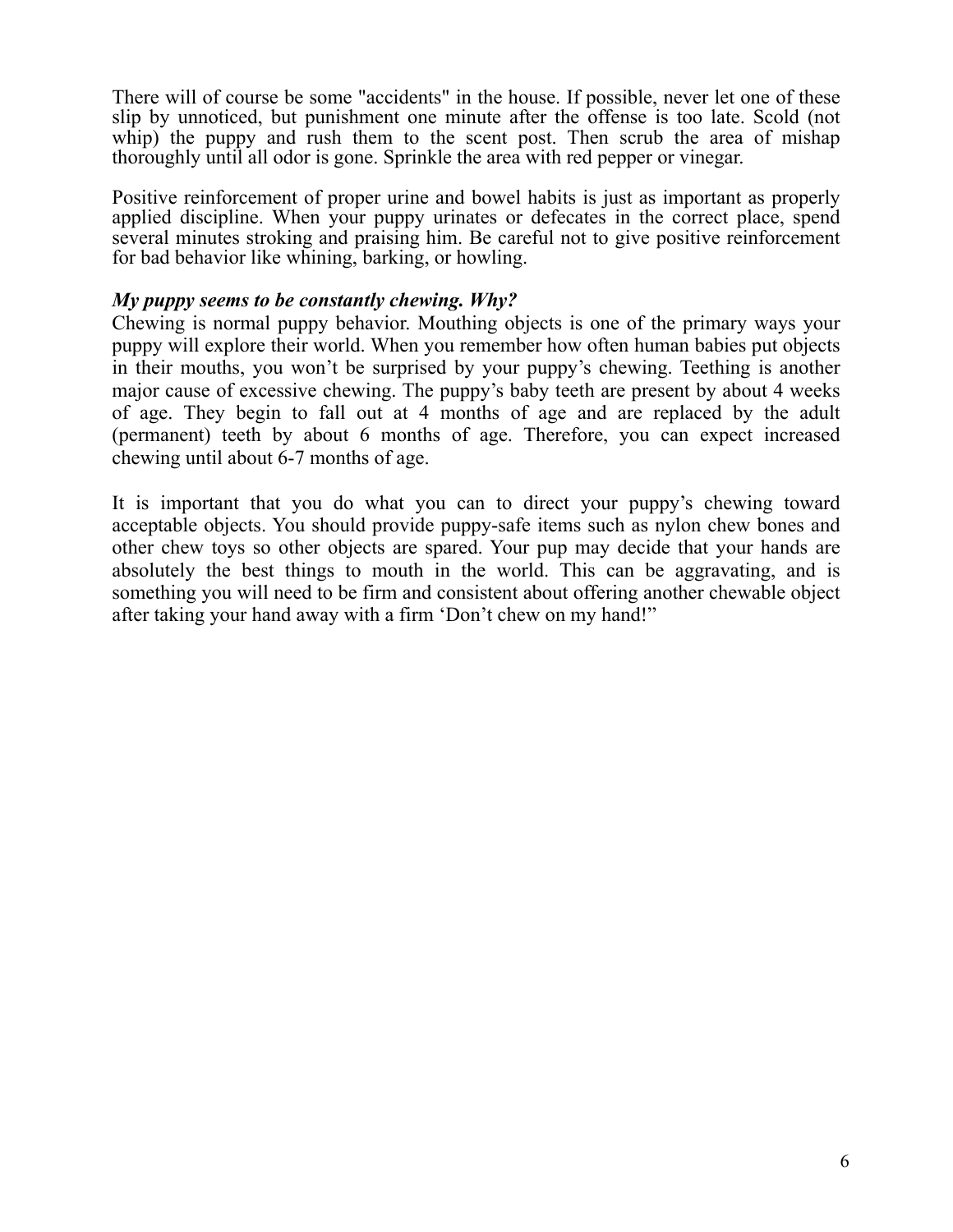There will of course be some "accidents" in the house. If possible, never let one of these slip by unnoticed, but punishment one minute after the offense is too late. Scold (not whip) the puppy and rush them to the scent post. Then scrub the area of mishap thoroughly until all odor is gone. Sprinkle the area with red pepper or vinegar.

Positive reinforcement of proper urine and bowel habits is just as important as properly applied discipline. When your puppy urinates or defecates in the correct place, spend several minutes stroking and praising him. Be careful not to give positive reinforcement for bad behavior like whining, barking, or howling.

***My puppy seems to be constantly chewing. Why?***

Chewing is normal puppy behavior. Mouthing objects is one of the primary ways your puppy will explore their world. When you remember how often human babies put objects in their mouths, you won't be surprised by your puppy's chewing. Teething is another major cause of excessive chewing. The puppy's baby teeth are present by about 4 weeks of age. They begin to fall out at 4 months of age and are replaced by the adult (permanent) teeth by about 6 months of age. Therefore, you can expect increased chewing until about 6-7 months of age.

It is important that you do what you can to direct your puppy's chewing toward acceptable objects. You should provide puppy-safe items such as nylon chew bones and other chew toys so other objects are spared. Your pup may decide that your hands are absolutely the best things to mouth in the world. This can be aggravating, and is something you will need to be firm and consistent about offering another chewable object after taking your hand away with a firm 'Don't chew on my hand!"